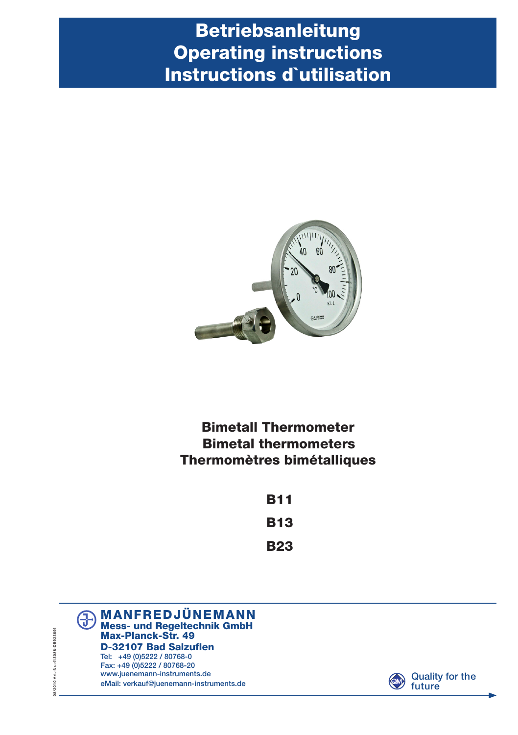# Betriebsanleitung
# Operating instructions
# Instructions d`utilisation

## Bimetall Thermometer
## Bimetal thermometers
## Thermomètres bimétalliques

**B11**

**B13**

**B23**

**MANFREDJÜNEMANN**
**Mess- und Regeltechnik GmbH**
**Max-Planck-Str. 49**
**D-32107 Bad Salzuflen**
Tel: +49 (0)5222 / 80768-0
Fax: +49 (0)5222 / 80768-20
www.juenemann-instruments.de
eMail: verkauf@juenemann-instruments.de

Quality for the future

08/2010 Art.-Nr.:413088-DB923694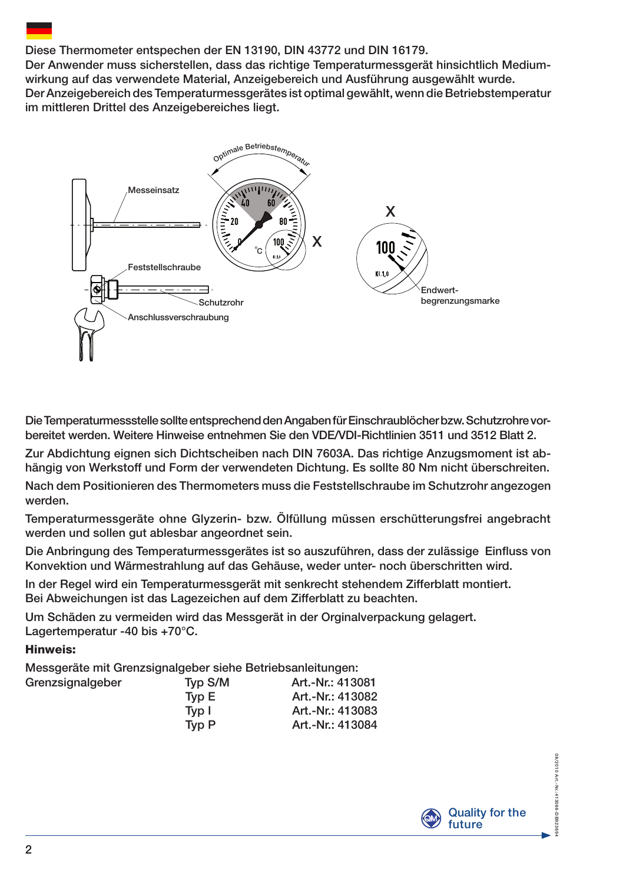Diese Thermometer entspechen der EN 13190, DIN 43772 und DIN 16179.
Der Anwender muss sicherstellen, dass das richtige Temperaturmessgerät hinsichtlich Mediumwirkung auf das verwendete Material, Anzeigebereich und Ausführung ausgewählt wurde.
Der Anzeigebereich des Temperaturmessgerätes ist optimal gewählt, wenn die Betriebstemperatur im mittleren Drittel des Anzeigebereiches liegt.

Optimale Betriebstemperatur

Messeinsatz

Feststellschraube

Schutzrohr

Anschlussverschraubung

X

Endwertbegrenzungsmarke

Die Temperaturmessstelle sollte entsprechend den Angaben für Einschraublöcher bzw. Schutzrohre vorbereitet werden. Weitere Hinweise entnehmen Sie den VDE/VDI-Richtlinien 3511 und 3512 Blatt 2.

Zur Abdichtung eignen sich Dichtscheiben nach DIN 7603A. Das richtige Anzugsmoment ist abhängig von Werkstoff und Form der verwendeten Dichtung. Es sollte 80 Nm nicht überschreiten.

Nach dem Positionieren des Thermometers muss die Feststellschraube im Schutzrohr angezogen werden.

Temperaturmessgeräte ohne Glyzerin- bzw. Ölfüllung müssen erschütterungsfrei angebracht werden und sollen gut ablesbar angeordnet sein.

Die Anbringung des Temperaturmessgerätes ist so auszuführen, dass der zulässige Einfluss von Konvektion und Wärmestrahlung auf das Gehäuse, weder unter- noch überschritten wird.

In der Regel wird ein Temperaturmessgerät mit senkrecht stehendem Zifferblatt montiert.
Bei Abweichungen ist das Lagezeichen auf dem Zifferblatt zu beachten.

Um Schäden zu vermeiden wird das Messgerät in der Orginalverpackung gelagert.
Lagertemperatur -40 bis +70°C.

**Hinweis:**

Messgeräte mit Grenzsignalgeber siehe Betriebsanleitungen:

| | | |
|---|---|---|
| Grenzsignalgeber | Typ S/M | Art.-Nr.: 413081 |
| | Typ E | Art.-Nr.: 413082 |
| | Typ I | Art.-Nr.: 413083 |
| | Typ P | Art.-Nr.: 413084 |

Quality for the future

08/2010 Art.-Nr.: 413088-DB923694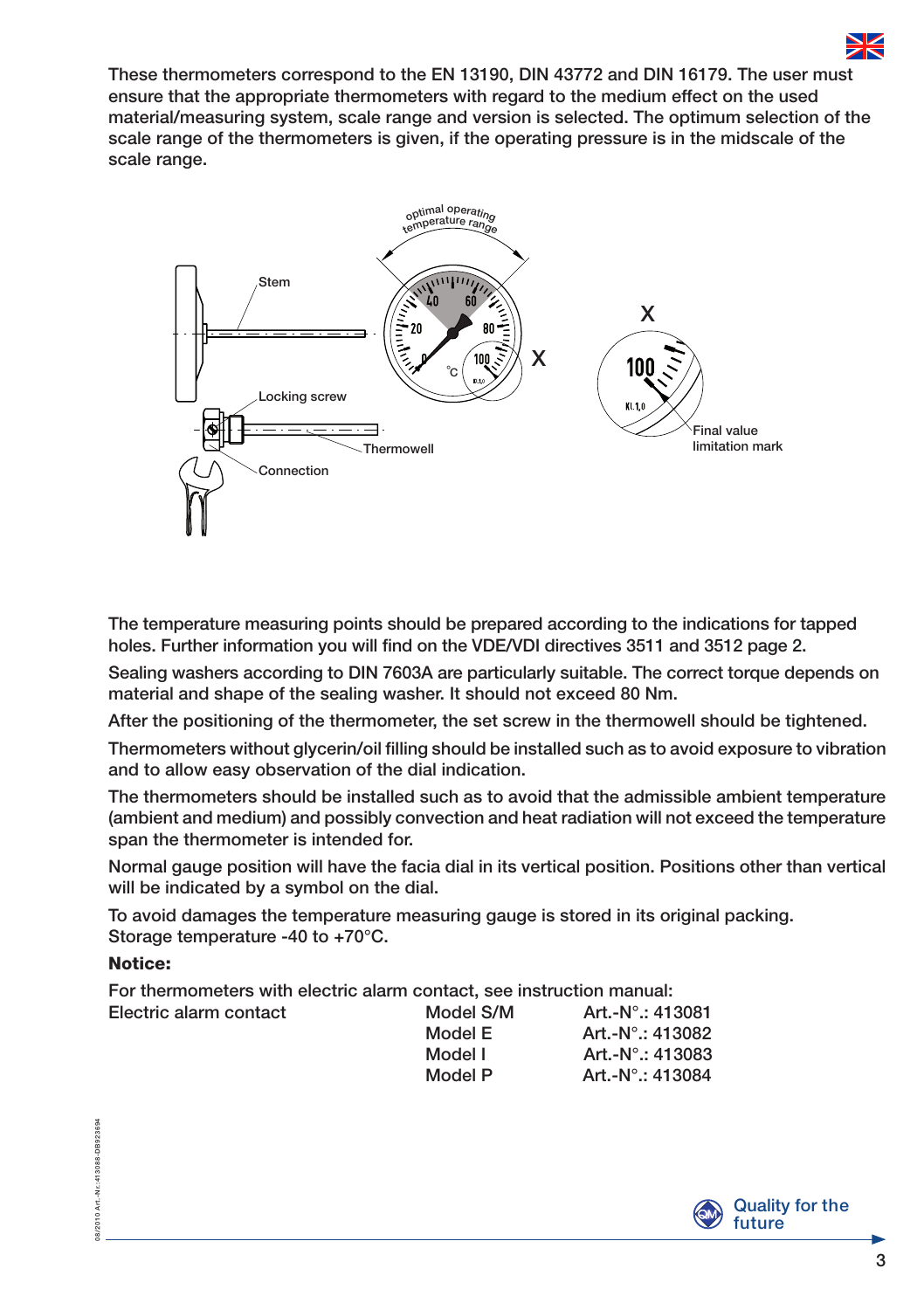These thermometers correspond to the EN 13190, DIN 43772 and DIN 16179. The user must ensure that the appropriate thermometers with regard to the medium effect on the used material/measuring system, scale range and version is selected. The optimum selection of the scale range of the thermometers is given, if the operating pressure is in the midscale of the scale range.

The temperature measuring points should be prepared according to the indications for tapped holes. Further information you will find on the VDE/VDI directives 3511 and 3512 page 2.

Sealing washers according to DIN 7603A are particularly suitable. The correct torque depends on material and shape of the sealing washer. It should not exceed 80 Nm.

After the positioning of the thermometer, the set screw in the thermowell should be tightened.

Thermometers without glycerin/oil filling should be installed such as to avoid exposure to vibration and to allow easy observation of the dial indication.

The thermometers should be installed such as to avoid that the admissible ambient temperature (ambient and medium) and possibly convection and heat radiation will not exceed the temperature span the thermometer is intended for.

Normal gauge position will have the facia dial in its vertical position. Positions other than vertical will be indicated by a symbol on the dial.

To avoid damages the temperature measuring gauge is stored in its original packing.
Storage temperature -40 to +70°C.

**Notice:**

For thermometers with electric alarm contact, see instruction manual:

| | | |
|---|---|---|
| Electric alarm contact | Model S/M | Art.-N°.: 413081 |
| | Model E | Art.-N°.: 413082 |
| | Model I | Art.-N°.: 413083 |
| | Model P | Art.-N°.: 413084 |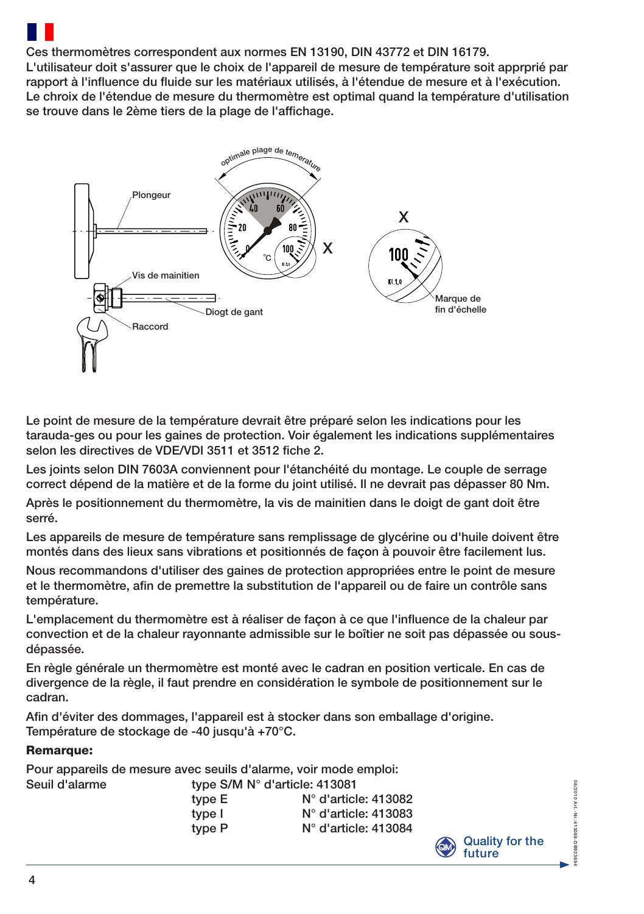Ces thermomètres correspondent aux normes EN 13190, DIN 43772 et DIN 16179.
L'utilisateur doit s'assurer que le choix de l'appareil de mesure de température soit apprprié par rapport à l'influence du fluide sur les matériaux utilisés, à l'étendue de mesure et à l'exécution.
Le chroix de l'étendue de mesure du thermomètre est optimal quand la température d'utilisation se trouve dans le 2ème tiers de la plage de l'affichage.

optimale plage de temerature

Plongeur

Vis de mainitien

Raccord

Diogt de gant

X

Marque de fin d'échelle

Le point de mesure de la température devrait être préparé selon les indications pour les tarauda-ges ou pour les gaines de protection. Voir également les indications supplémentaires selon les directives de VDE/VDI 3511 et 3512 fiche 2.

Les joints selon DIN 7603A conviennent pour l'étanchéité du montage. Le couple de serrage correct dépend de la matière et de la forme du joint utilisé. Il ne devrait pas dépasser 80 Nm.

Après le positionnement du thermomètre, la vis de mainitien dans le doigt de gant doit être serré.

Les appareils de mesure de température sans remplissage de glycérine ou d'huile doivent être montés dans des lieux sans vibrations et positionnés de façon à pouvoir être facilement lus.

Nous recommandons d'utiliser des gaines de protection appropriées entre le point de mesure et le thermomètre, afin de premettre la substitution de l'appareil ou de faire un contrôle sans température.

L'emplacement du thermomètre est à réaliser de façon à ce que l'influence de la chaleur par convection et de la chaleur rayonnante admissible sur le boîtier ne soit pas dépassée ou sous-dépassée.

En règle générale un thermomètre est monté avec le cadran en position verticale. En cas de divergence de la règle, il faut prendre en considération le symbole de positionnement sur le cadran.

Afin d'éviter des dommages, l'appareil est à stocker dans son emballage d'origine.
Température de stockage de -40 jusqu'à +70°C.

**Remarque:**

Pour appareils de mesure avec seuils d'alarme, voir mode emploi:

| | | |
|---|---|---|
| Seuil d'alarme | type S/M | N° d'article: 413081 |
| | type E | N° d'article: 413082 |
| | type I | N° d'article: 413083 |
| | type P | N° d'article: 413084 |

Quality for the future

08/2010 Art.-Nr.: 413088-DB923694